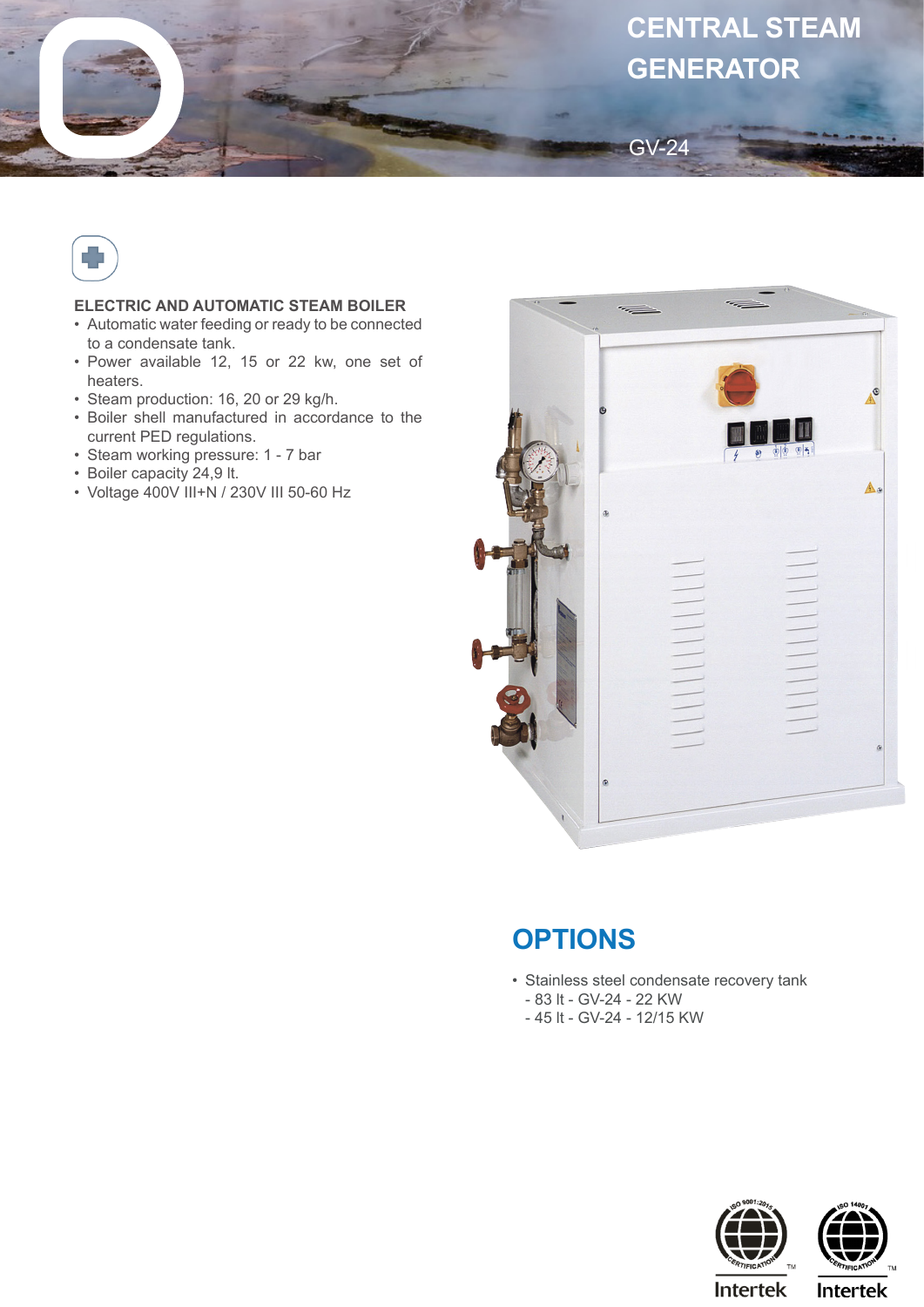# CENTRAL STEAM GENERATOR

GV-24

## ELECTRIC AND AUTOMATIC STEAM BOILER

- Automatic water feeding or ready to be connected to a condensate tank.
- Power available 12, 15 or 22 kw, one set of heaters.
- Steam production: 16, 20 or 29 kg/h.
- Boiler shell manufactured in accordance to the current PED regulations.
- Steam working pressure: 1 - 7 bar
- Boiler capacity 24,9 lt.
- Voltage 400V III+N / 230V III 50-60 Hz

## OPTIONS

- Stainless steel condensate recovery tank
  - 83 lt - GV-24 - 22 KW
  - 45 lt - GV-24 - 12/15 KW

ISO 9001:2015 CERTIFICATION Intertek

ISO 14001 CERTIFICATION Intertek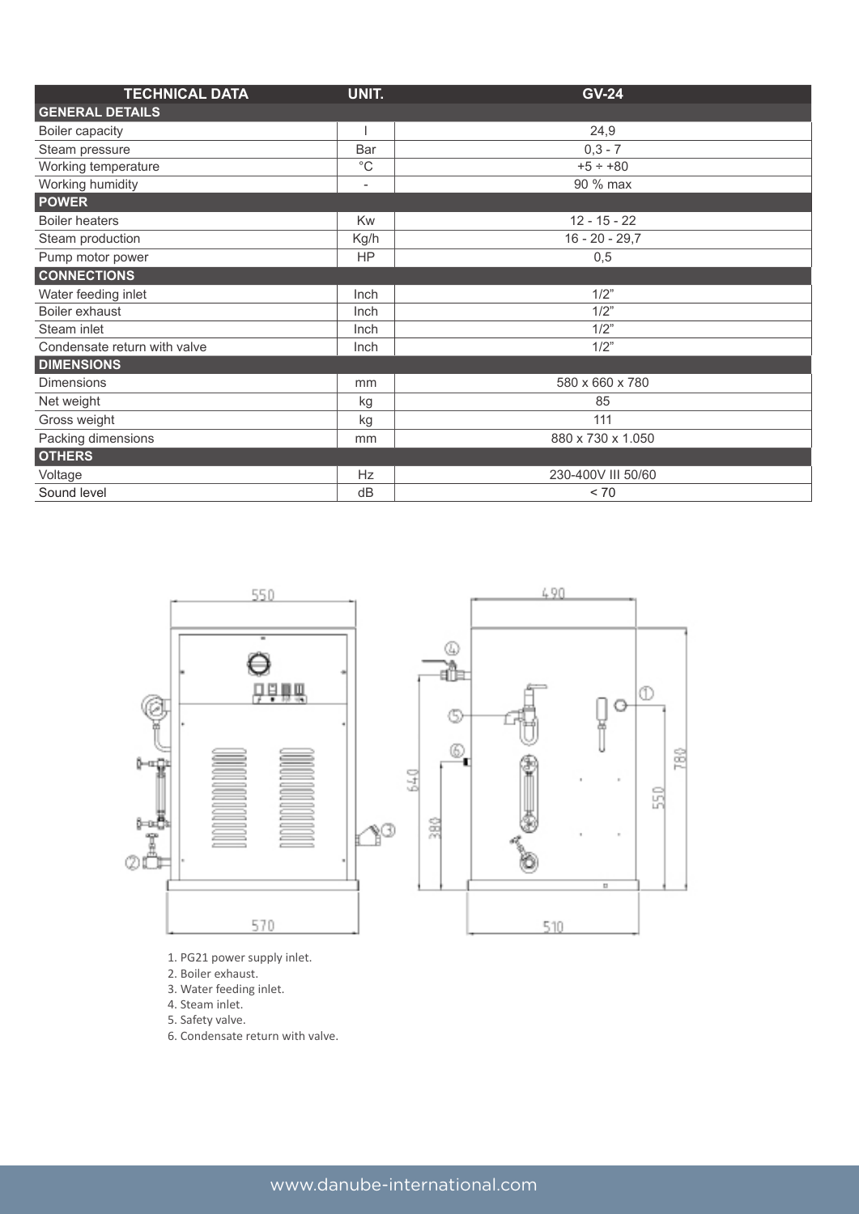| TECHNICAL DATA | UNIT. | GV-24 |
|---|---|---|
| **GENERAL DETAILS** | | |
| Boiler capacity | l | 24,9 |
| Steam pressure | Bar | 0,3 - 7 |
| Working temperature | °C | +5 ÷ +80 |
| Working humidity | - | 90 % max |
| **POWER** | | |
| Boiler heaters | Kw | 12 - 15 - 22 |
| Steam production | Kg/h | 16 - 20 - 29,7 |
| Pump motor power | HP | 0,5 |
| **CONNECTIONS** | | |
| Water feeding inlet | Inch | 1/2” |
| Boiler exhaust | Inch | 1/2” |
| Steam inlet | Inch | 1/2” |
| Condensate return with valve | Inch | 1/2” |
| **DIMENSIONS** | | |
| Dimensions | mm | 580 x 660 x 780 |
| Net weight | kg | 85 |
| Gross weight | kg | 111 |
| Packing dimensions | mm | 880 x 730 x 1.050 |
| **OTHERS** | | |
| Voltage | Hz | 230-400V III 50/60 |
| Sound level | dB | < 70 |

550

490

570

510

640

380

780

550

1. PG21 power supply inlet.
2. Boiler exhaust.
3. Water feeding inlet.
4. Steam inlet.
5. Safety valve.
6. Condensate return with valve.